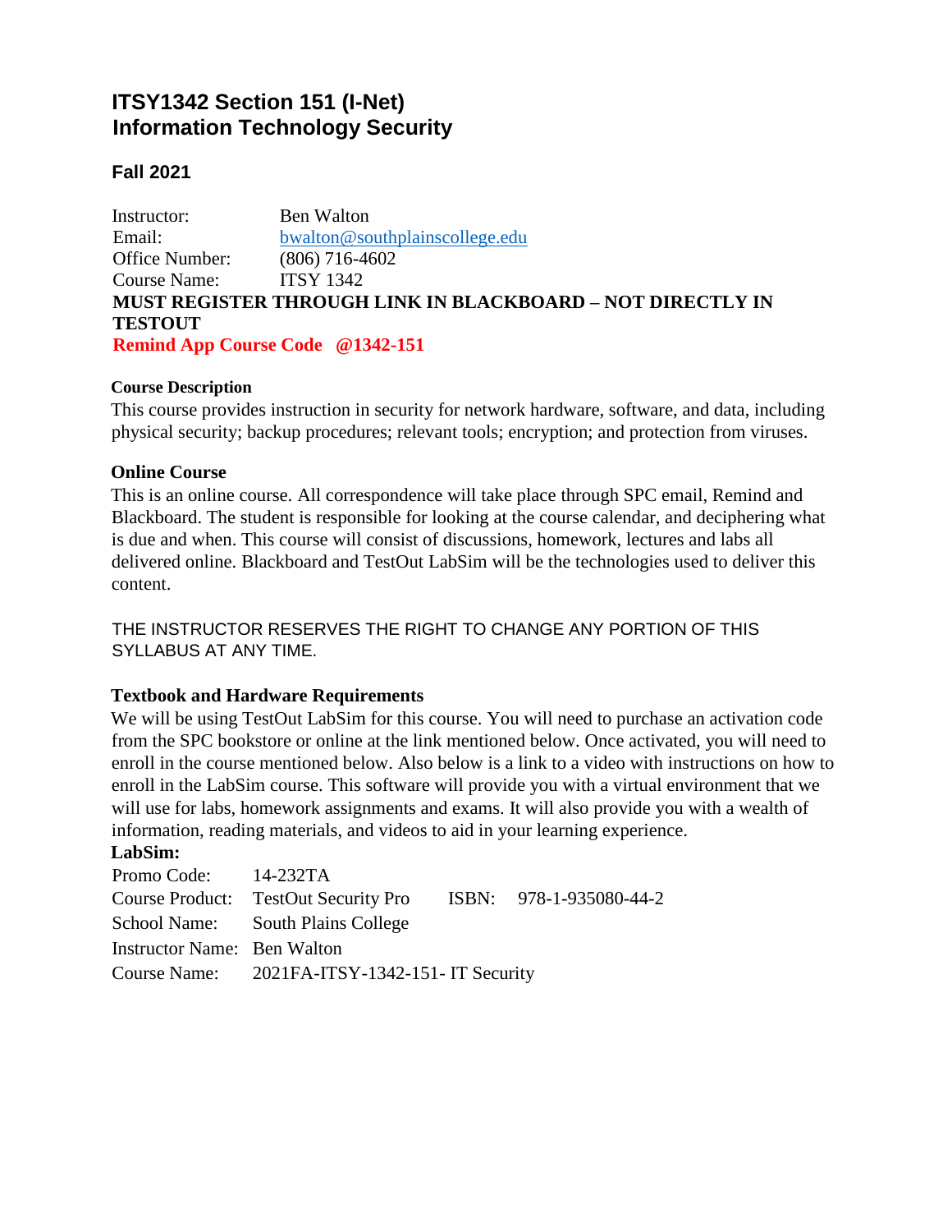# ITSY1342 Section 151 (I-Net)
# Information Technology Security

## Fall 2021

Instructor: Ben Walton
Email: bwalton@southplainscollege.edu
Office Number: (806) 716-4602
Course Name: ITSY 1342

**MUST REGISTER THROUGH LINK IN BLACKBOARD – NOT DIRECTLY IN TESTOUT**

**Remind App Course Code @1342-151**

### Course Description

This course provides instruction in security for network hardware, software, and data, including physical security; backup procedures; relevant tools; encryption; and protection from viruses.

### Online Course

This is an online course. All correspondence will take place through SPC email, Remind and Blackboard. The student is responsible for looking at the course calendar, and deciphering what is due and when. This course will consist of discussions, homework, lectures and labs all delivered online. Blackboard and TestOut LabSim will be the technologies used to deliver this content.

THE INSTRUCTOR RESERVES THE RIGHT TO CHANGE ANY PORTION OF THIS SYLLABUS AT ANY TIME.

### Textbook and Hardware Requirements

We will be using TestOut LabSim for this course. You will need to purchase an activation code from the SPC bookstore or online at the link mentioned below. Once activated, you will need to enroll in the course mentioned below. Also below is a link to a video with instructions on how to enroll in the LabSim course. This software will provide you with a virtual environment that we will use for labs, homework assignments and exams. It will also provide you with a wealth of information, reading materials, and videos to aid in your learning experience.

**LabSim:**

Promo Code: 14-232TA
Course Product: TestOut Security Pro ISBN: 978-1-935080-44-2
School Name: South Plains College
Instructor Name: Ben Walton
Course Name: 2021FA-ITSY-1342-151- IT Security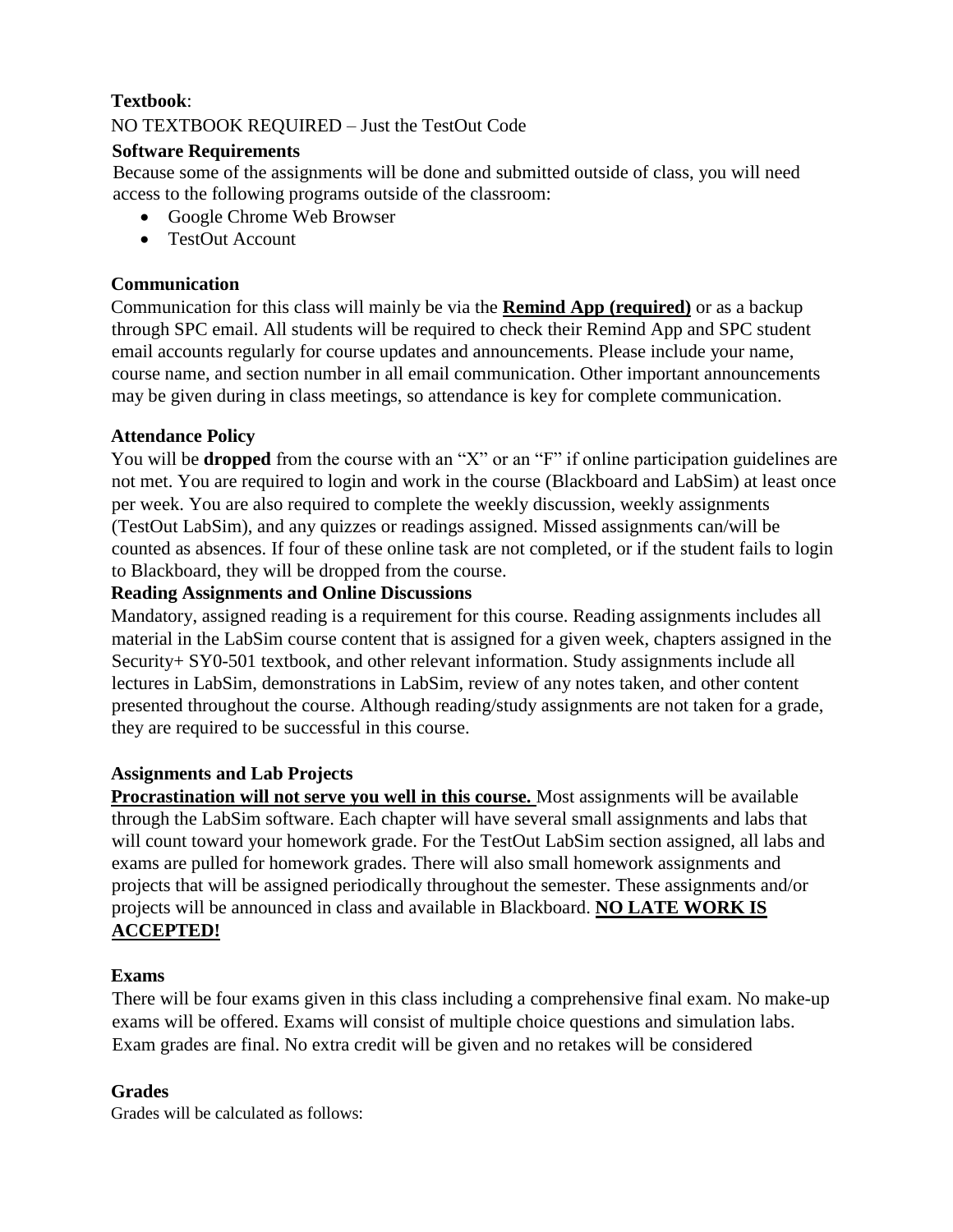**Textbook**:

NO TEXTBOOK REQUIRED – Just the TestOut Code

**Software Requirements**

Because some of the assignments will be done and submitted outside of class, you will need access to the following programs outside of the classroom:

- Google Chrome Web Browser
- TestOut Account

**Communication**

Communication for this class will mainly be via the **Remind App (required)** or as a backup through SPC email. All students will be required to check their Remind App and SPC student email accounts regularly for course updates and announcements. Please include your name, course name, and section number in all email communication. Other important announcements may be given during in class meetings, so attendance is key for complete communication.

**Attendance Policy**

You will be **dropped** from the course with an "X" or an "F" if online participation guidelines are not met. You are required to login and work in the course (Blackboard and LabSim) at least once per week. You are also required to complete the weekly discussion, weekly assignments (TestOut LabSim), and any quizzes or readings assigned. Missed assignments can/will be counted as absences. If four of these online task are not completed, or if the student fails to login to Blackboard, they will be dropped from the course.

**Reading Assignments and Online Discussions**

Mandatory, assigned reading is a requirement for this course. Reading assignments includes all material in the LabSim course content that is assigned for a given week, chapters assigned in the Security+ SY0-501 textbook, and other relevant information. Study assignments include all lectures in LabSim, demonstrations in LabSim, review of any notes taken, and other content presented throughout the course. Although reading/study assignments are not taken for a grade, they are required to be successful in this course.

**Assignments and Lab Projects**

**Procrastination will not serve you well in this course.** Most assignments will be available through the LabSim software. Each chapter will have several small assignments and labs that will count toward your homework grade. For the TestOut LabSim section assigned, all labs and exams are pulled for homework grades. There will also small homework assignments and projects that will be assigned periodically throughout the semester. These assignments and/or projects will be announced in class and available in Blackboard. **NO LATE WORK IS ACCEPTED!**

**Exams**

There will be four exams given in this class including a comprehensive final exam. No make-up exams will be offered. Exams will consist of multiple choice questions and simulation labs. Exam grades are final. No extra credit will be given and no retakes will be considered

**Grades**

Grades will be calculated as follows: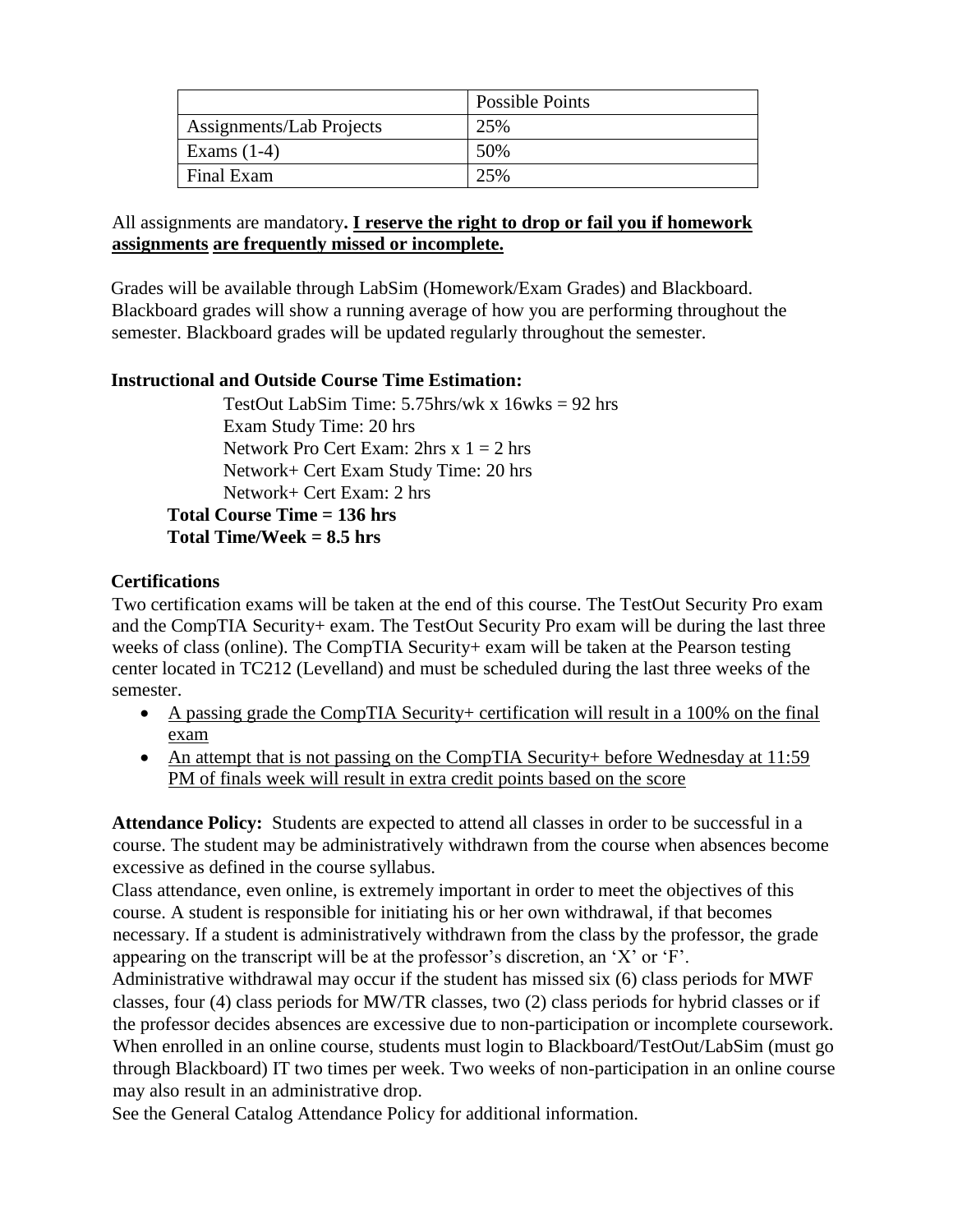| | Possible Points |
|---|---|
| Assignments/Lab Projects | 25% |
| Exams (1-4) | 50% |
| Final Exam | 25% |

All assignments are mandatory**. <u>I reserve the right to drop or fail you if homework assignments are frequently missed or incomplete.</u>**

Grades will be available through LabSim (Homework/Exam Grades) and Blackboard. Blackboard grades will show a running average of how you are performing throughout the semester. Blackboard grades will be updated regularly throughout the semester.

**Instructional and Outside Course Time Estimation:**

TestOut LabSim Time: 5.75hrs/wk x 16wks = 92 hrs
Exam Study Time: 20 hrs
Network Pro Cert Exam: 2hrs x 1 = 2 hrs
Network+ Cert Exam Study Time: 20 hrs
Network+ Cert Exam: 2 hrs

**Total Course Time = 136 hrs**
**Total Time/Week = 8.5 hrs**

**Certifications**

Two certification exams will be taken at the end of this course. The TestOut Security Pro exam and the CompTIA Security+ exam. The TestOut Security Pro exam will be during the last three weeks of class (online). The CompTIA Security+ exam will be taken at the Pearson testing center located in TC212 (Levelland) and must be scheduled during the last three weeks of the semester.

- <u>A passing grade the CompTIA Security+ certification will result in a 100% on the final exam</u>
- <u>An attempt that is not passing on the CompTIA Security+ before Wednesday at 11:59 PM of finals week will result in extra credit points based on the score</u>

**Attendance Policy:** Students are expected to attend all classes in order to be successful in a course. The student may be administratively withdrawn from the course when absences become excessive as defined in the course syllabus.

Class attendance, even online, is extremely important in order to meet the objectives of this course. A student is responsible for initiating his or her own withdrawal, if that becomes necessary. If a student is administratively withdrawn from the class by the professor, the grade appearing on the transcript will be at the professor's discretion, an 'X' or 'F'.

Administrative withdrawal may occur if the student has missed six (6) class periods for MWF classes, four (4) class periods for MW/TR classes, two (2) class periods for hybrid classes or if the professor decides absences are excessive due to non-participation or incomplete coursework. When enrolled in an online course, students must login to Blackboard/TestOut/LabSim (must go through Blackboard) IT two times per week. Two weeks of non-participation in an online course may also result in an administrative drop.

See the General Catalog Attendance Policy for additional information.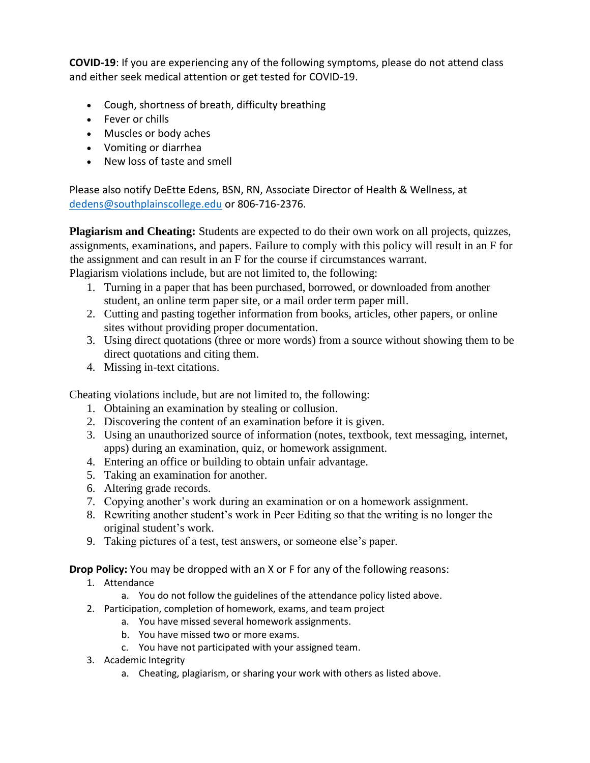**COVID-19**: If you are experiencing any of the following symptoms, please do not attend class and either seek medical attention or get tested for COVID-19.

- Cough, shortness of breath, difficulty breathing
- Fever or chills
- Muscles or body aches
- Vomiting or diarrhea
- New loss of taste and smell

Please also notify DeEtte Edens, BSN, RN, Associate Director of Health & Wellness, at dedens@southplainscollege.edu or 806-716-2376.

**Plagiarism and Cheating:** Students are expected to do their own work on all projects, quizzes, assignments, examinations, and papers. Failure to comply with this policy will result in an F for the assignment and can result in an F for the course if circumstances warrant.
Plagiarism violations include, but are not limited to, the following:

1. Turning in a paper that has been purchased, borrowed, or downloaded from another student, an online term paper site, or a mail order term paper mill.
2. Cutting and pasting together information from books, articles, other papers, or online sites without providing proper documentation.
3. Using direct quotations (three or more words) from a source without showing them to be direct quotations and citing them.
4. Missing in-text citations.

Cheating violations include, but are not limited to, the following:

1. Obtaining an examination by stealing or collusion.
2. Discovering the content of an examination before it is given.
3. Using an unauthorized source of information (notes, textbook, text messaging, internet, apps) during an examination, quiz, or homework assignment.
4. Entering an office or building to obtain unfair advantage.
5. Taking an examination for another.
6. Altering grade records.
7. Copying another's work during an examination or on a homework assignment.
8. Rewriting another student's work in Peer Editing so that the writing is no longer the original student's work.
9. Taking pictures of a test, test answers, or someone else's paper.

**Drop Policy:** You may be dropped with an X or F for any of the following reasons:

1. Attendance
   a. You do not follow the guidelines of the attendance policy listed above.
2. Participation, completion of homework, exams, and team project
   a. You have missed several homework assignments.
   b. You have missed two or more exams.
   c. You have not participated with your assigned team.
3. Academic Integrity
   a. Cheating, plagiarism, or sharing your work with others as listed above.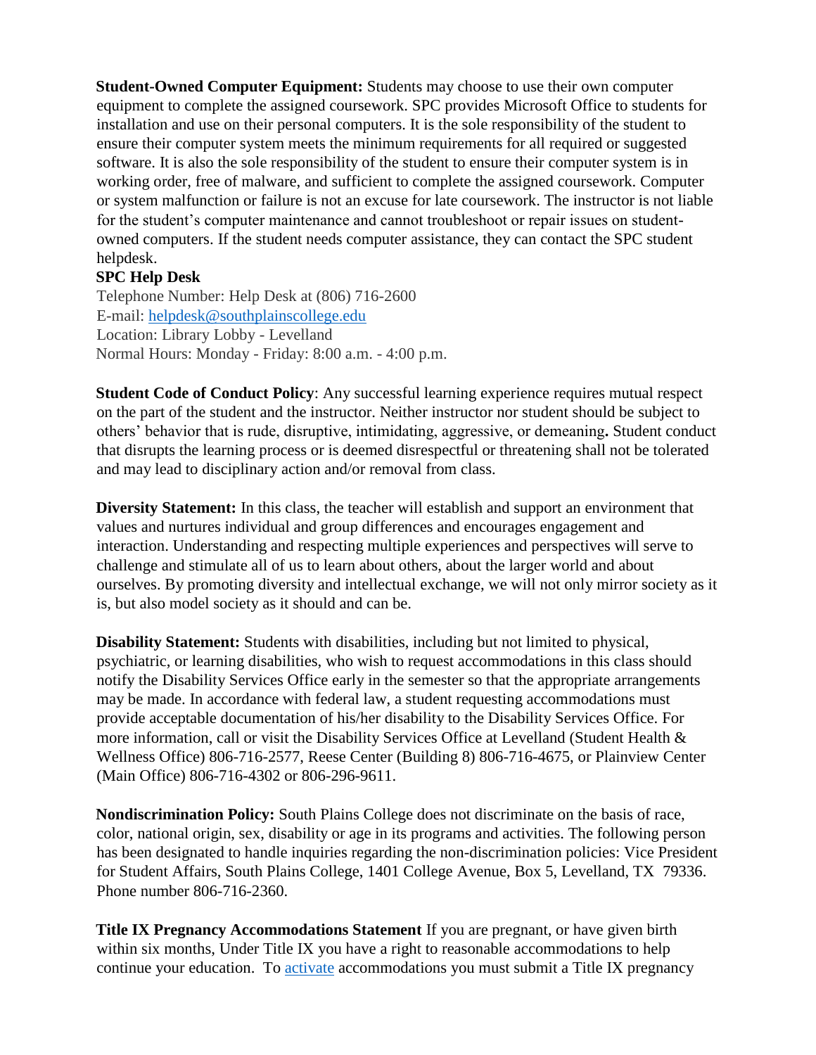**Student-Owned Computer Equipment:** Students may choose to use their own computer equipment to complete the assigned coursework. SPC provides Microsoft Office to students for installation and use on their personal computers. It is the sole responsibility of the student to ensure their computer system meets the minimum requirements for all required or suggested software. It is also the sole responsibility of the student to ensure their computer system is in working order, free of malware, and sufficient to complete the assigned coursework. Computer or system malfunction or failure is not an excuse for late coursework. The instructor is not liable for the student's computer maintenance and cannot troubleshoot or repair issues on student-owned computers. If the student needs computer assistance, they can contact the SPC student helpdesk.

**SPC Help Desk**

Telephone Number: Help Desk at (806) 716-2600
E-mail: helpdesk@southplainscollege.edu
Location: Library Lobby - Levelland
Normal Hours: Monday - Friday: 8:00 a.m. - 4:00 p.m.

**Student Code of Conduct Policy**: Any successful learning experience requires mutual respect on the part of the student and the instructor. Neither instructor nor student should be subject to others' behavior that is rude, disruptive, intimidating, aggressive, or demeaning**.** Student conduct that disrupts the learning process or is deemed disrespectful or threatening shall not be tolerated and may lead to disciplinary action and/or removal from class.

**Diversity Statement:** In this class, the teacher will establish and support an environment that values and nurtures individual and group differences and encourages engagement and interaction. Understanding and respecting multiple experiences and perspectives will serve to challenge and stimulate all of us to learn about others, about the larger world and about ourselves. By promoting diversity and intellectual exchange, we will not only mirror society as it is, but also model society as it should and can be.

**Disability Statement:** Students with disabilities, including but not limited to physical, psychiatric, or learning disabilities, who wish to request accommodations in this class should notify the Disability Services Office early in the semester so that the appropriate arrangements may be made. In accordance with federal law, a student requesting accommodations must provide acceptable documentation of his/her disability to the Disability Services Office. For more information, call or visit the Disability Services Office at Levelland (Student Health & Wellness Office) 806-716-2577, Reese Center (Building 8) 806-716-4675, or Plainview Center (Main Office) 806-716-4302 or 806-296-9611.

**Nondiscrimination Policy:** South Plains College does not discriminate on the basis of race, color, national origin, sex, disability or age in its programs and activities. The following person has been designated to handle inquiries regarding the non-discrimination policies: Vice President for Student Affairs, South Plains College, 1401 College Avenue, Box 5, Levelland, TX 79336. Phone number 806-716-2360.

**Title IX Pregnancy Accommodations Statement** If you are pregnant, or have given birth within six months, Under Title IX you have a right to reasonable accommodations to help continue your education. To activate accommodations you must submit a Title IX pregnancy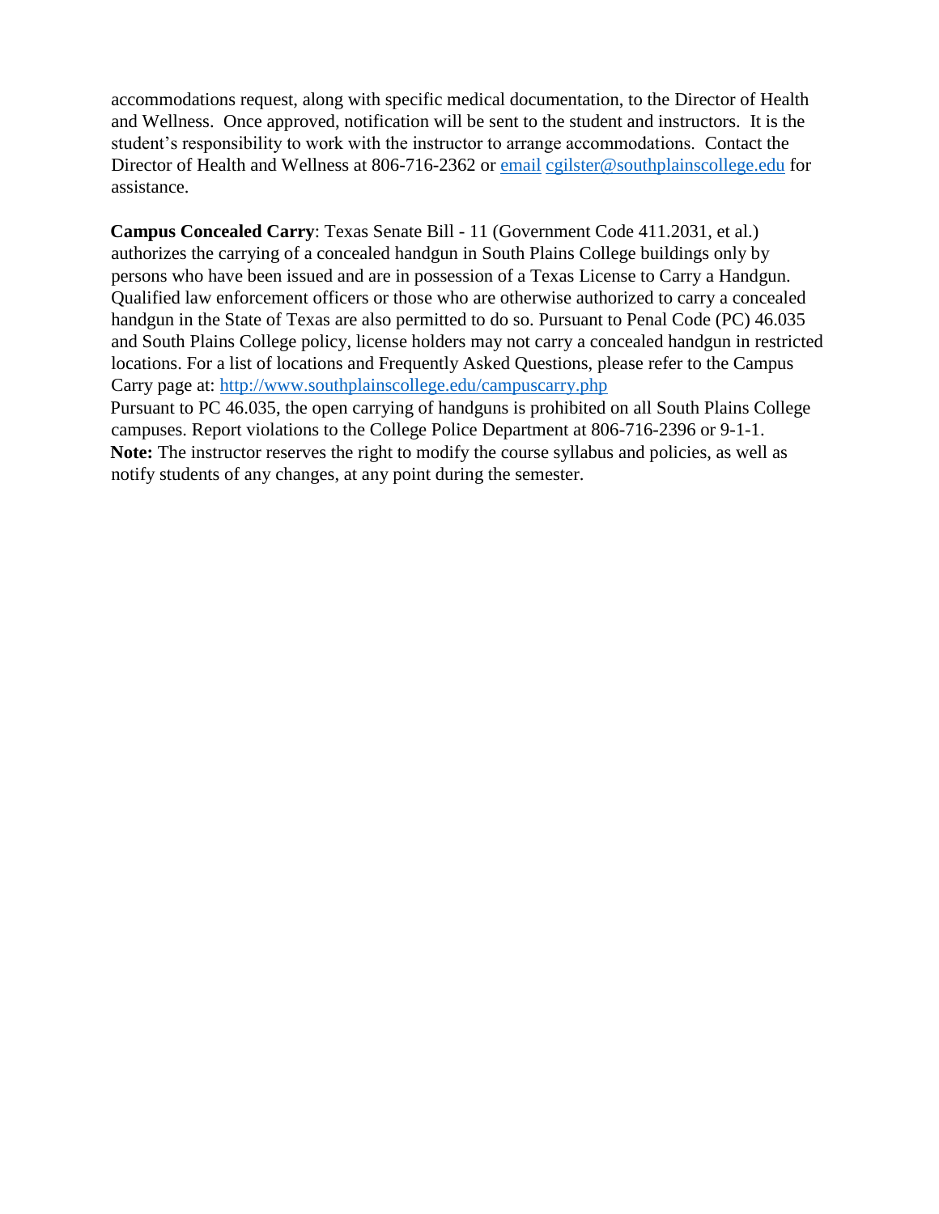accommodations request, along with specific medical documentation, to the Director of Health and Wellness. Once approved, notification will be sent to the student and instructors. It is the student's responsibility to work with the instructor to arrange accommodations. Contact the Director of Health and Wellness at 806-716-2362 or email cgilster@southplainscollege.edu for assistance.

**Campus Concealed Carry**: Texas Senate Bill - 11 (Government Code 411.2031, et al.) authorizes the carrying of a concealed handgun in South Plains College buildings only by persons who have been issued and are in possession of a Texas License to Carry a Handgun. Qualified law enforcement officers or those who are otherwise authorized to carry a concealed handgun in the State of Texas are also permitted to do so. Pursuant to Penal Code (PC) 46.035 and South Plains College policy, license holders may not carry a concealed handgun in restricted locations. For a list of locations and Frequently Asked Questions, please refer to the Campus Carry page at: http://www.southplainscollege.edu/campuscarry.php

Pursuant to PC 46.035, the open carrying of handguns is prohibited on all South Plains College campuses. Report violations to the College Police Department at 806-716-2396 or 9-1-1.

**Note:** The instructor reserves the right to modify the course syllabus and policies, as well as notify students of any changes, at any point during the semester.